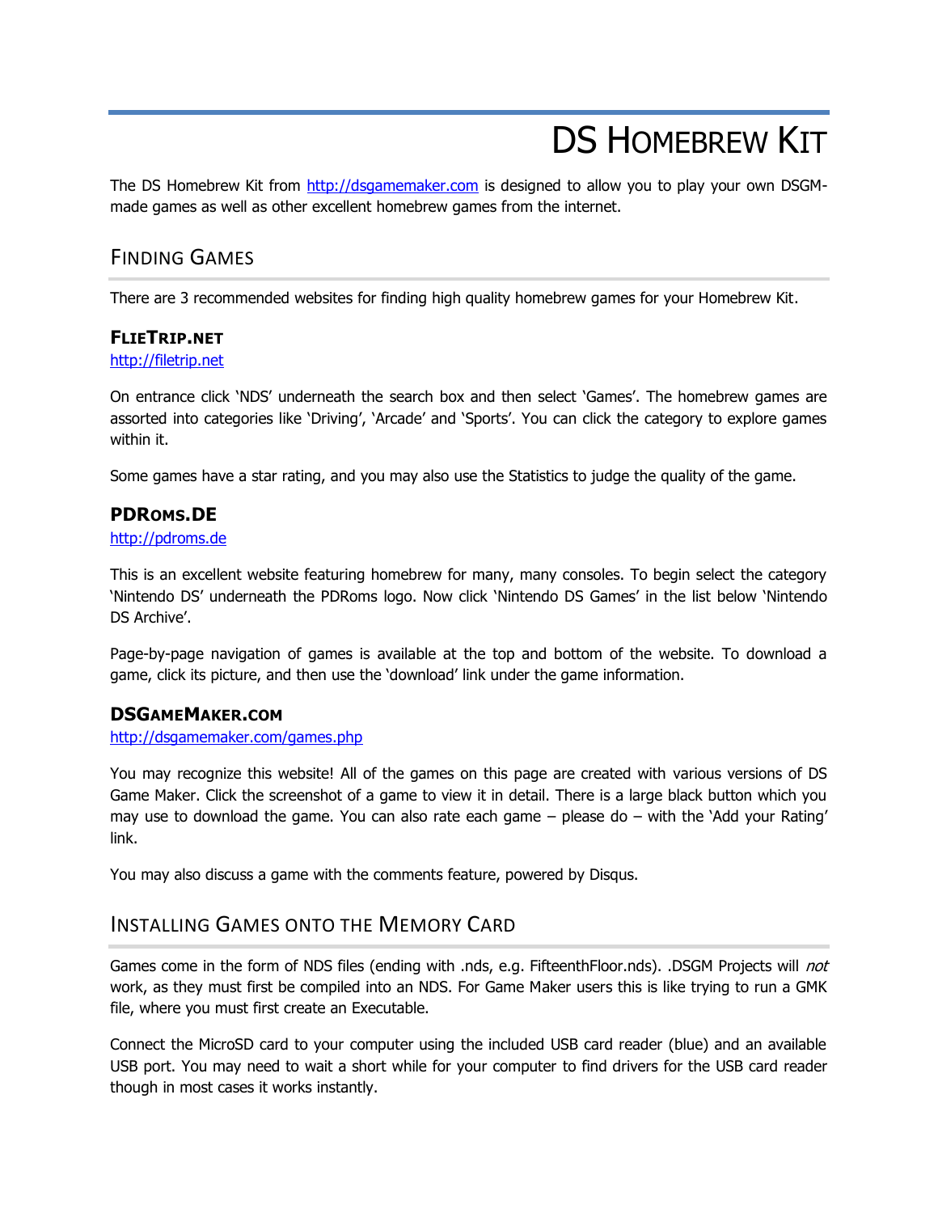# DS Homebrew Kit

The DS Homebrew Kit from http://dsgamemaker.com is designed to allow you to play your own DSGM-made games as well as other excellent homebrew games from the internet.

## Finding Games

There are 3 recommended websites for finding high quality homebrew games for your Homebrew Kit.

### FlieTrip.net

http://filetrip.net

On entrance click 'NDS' underneath the search box and then select 'Games'. The homebrew games are assorted into categories like 'Driving', 'Arcade' and 'Sports'. You can click the category to explore games within it.

Some games have a star rating, and you may also use the Statistics to judge the quality of the game.

### PDRoms.de

http://pdroms.de

This is an excellent website featuring homebrew for many, many consoles. To begin select the category 'Nintendo DS' underneath the PDRoms logo. Now click 'Nintendo DS Games' in the list below 'Nintendo DS Archive'.

Page-by-page navigation of games is available at the top and bottom of the website. To download a game, click its picture, and then use the 'download' link under the game information.

### DSGameMaker.com

http://dsgamemaker.com/games.php

You may recognize this website! All of the games on this page are created with various versions of DS Game Maker. Click the screenshot of a game to view it in detail. There is a large black button which you may use to download the game. You can also rate each game – please do – with the 'Add your Rating' link.

You may also discuss a game with the comments feature, powered by Disqus.

## Installing Games onto the Memory Card

Games come in the form of NDS files (ending with .nds, e.g. FifteenthFloor.nds). .DSGM Projects will *not* work, as they must first be compiled into an NDS. For Game Maker users this is like trying to run a GMK file, where you must first create an Executable.

Connect the MicroSD card to your computer using the included USB card reader (blue) and an available USB port. You may need to wait a short while for your computer to find drivers for the USB card reader though in most cases it works instantly.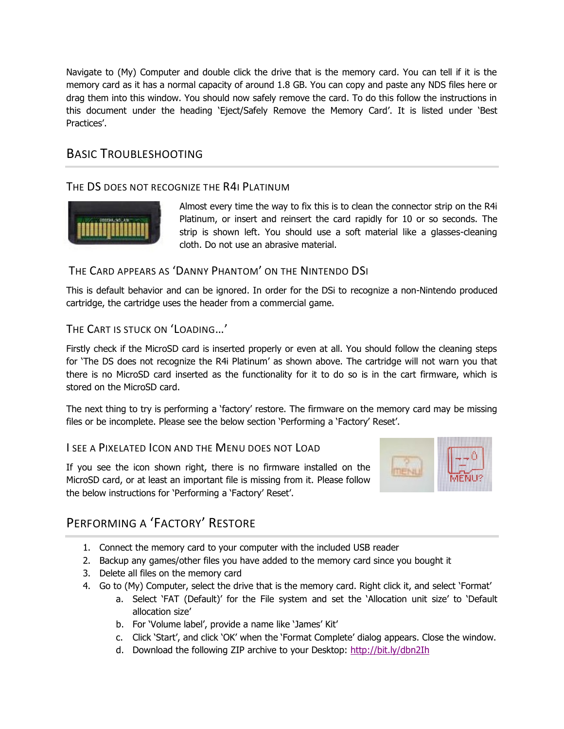Navigate to (My) Computer and double click the drive that is the memory card. You can tell if it is the memory card as it has a normal capacity of around 1.8 GB. You can copy and paste any NDS files here or drag them into this window. You should now safely remove the card. To do this follow the instructions in this document under the heading 'Eject/Safely Remove the Memory Card'. It is listed under 'Best Practices'.

## Basic Troubleshooting

### The DS does not recognize the R4i Platinum

Almost every time the way to fix this is to clean the connector strip on the R4i Platinum, or insert and reinsert the card rapidly for 10 or so seconds. The strip is shown left. You should use a soft material like a glasses-cleaning cloth. Do not use an abrasive material.

### The Card appears as 'Danny Phantom' on the Nintendo DSi

This is default behavior and can be ignored. In order for the DSi to recognize a non-Nintendo produced cartridge, the cartridge uses the header from a commercial game.

### The Cart is stuck on 'Loading…'

Firstly check if the MicroSD card is inserted properly or even at all. You should follow the cleaning steps for 'The DS does not recognize the R4i Platinum' as shown above. The cartridge will not warn you that there is no MicroSD card inserted as the functionality for it to do so is in the cart firmware, which is stored on the MicroSD card.

The next thing to try is performing a 'factory' restore. The firmware on the memory card may be missing files or be incomplete. Please see the below section 'Performing a 'Factory' Reset'.

### I see a Pixelated Icon and the Menu does not Load

If you see the icon shown right, there is no firmware installed on the MicroSD card, or at least an important file is missing from it. Please follow the below instructions for 'Performing a 'Factory' Reset'.

## Performing a 'Factory' Restore

1. Connect the memory card to your computer with the included USB reader
2. Backup any games/other files you have added to the memory card since you bought it
3. Delete all files on the memory card
4. Go to (My) Computer, select the drive that is the memory card. Right click it, and select 'Format'
   a. Select 'FAT (Default)' for the File system and set the 'Allocation unit size' to 'Default allocation size'
   b. For 'Volume label', provide a name like 'James' Kit'
   c. Click 'Start', and click 'OK' when the 'Format Complete' dialog appears. Close the window.
   d. Download the following ZIP archive to your Desktop: http://bit.ly/dbn2Ih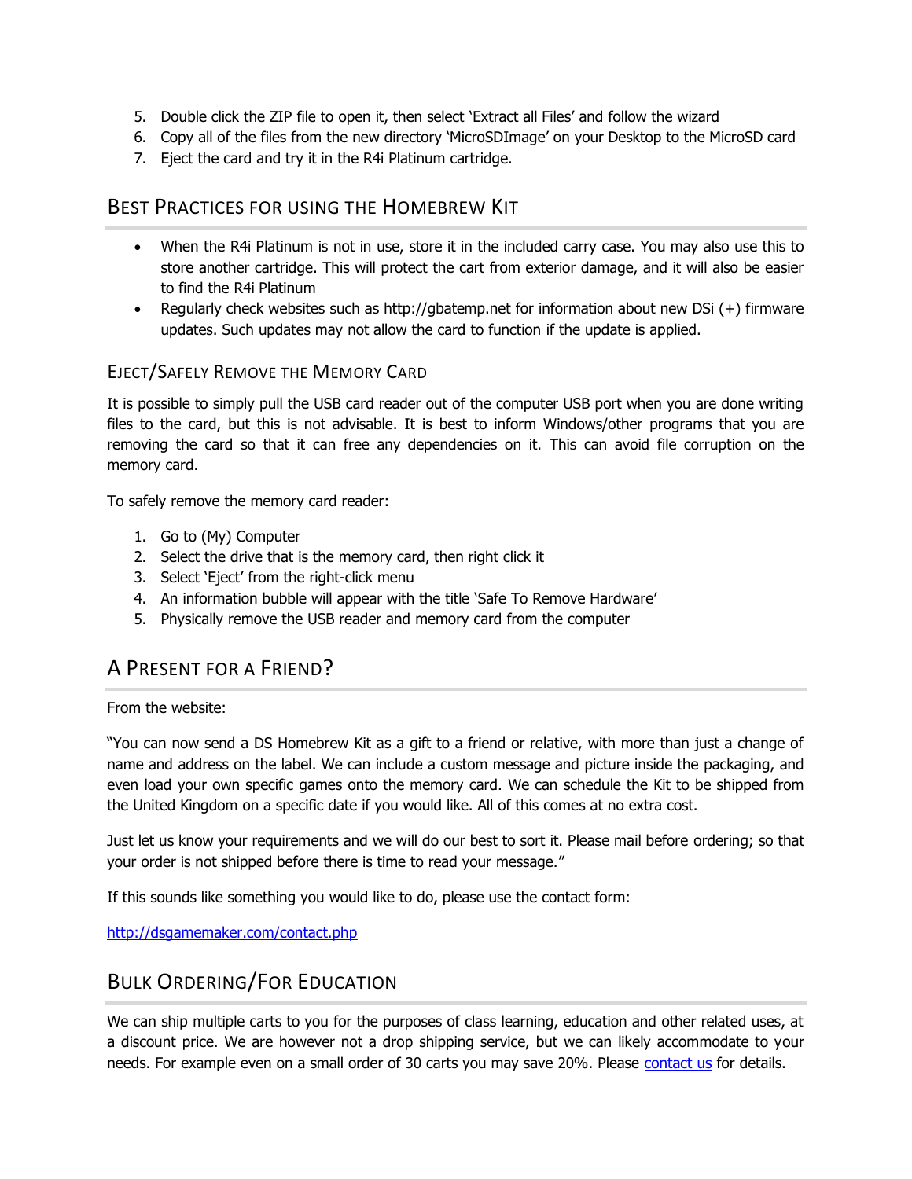5. Double click the ZIP file to open it, then select 'Extract all Files' and follow the wizard
6. Copy all of the files from the new directory 'MicroSDImage' on your Desktop to the MicroSD card
7. Eject the card and try it in the R4i Platinum cartridge.

## Best Practices for using the Homebrew Kit

- When the R4i Platinum is not in use, store it in the included carry case. You may also use this to store another cartridge. This will protect the cart from exterior damage, and it will also be easier to find the R4i Platinum
- Regularly check websites such as http://gbatemp.net for information about new DSi (+) firmware updates. Such updates may not allow the card to function if the update is applied.

### Eject/Safely Remove the Memory Card

It is possible to simply pull the USB card reader out of the computer USB port when you are done writing files to the card, but this is not advisable. It is best to inform Windows/other programs that you are removing the card so that it can free any dependencies on it. This can avoid file corruption on the memory card.

To safely remove the memory card reader:

1. Go to (My) Computer
2. Select the drive that is the memory card, then right click it
3. Select 'Eject' from the right-click menu
4. An information bubble will appear with the title 'Safe To Remove Hardware'
5. Physically remove the USB reader and memory card from the computer

## A Present for a Friend?

From the website:

"You can now send a DS Homebrew Kit as a gift to a friend or relative, with more than just a change of name and address on the label. We can include a custom message and picture inside the packaging, and even load your own specific games onto the memory card. We can schedule the Kit to be shipped from the United Kingdom on a specific date if you would like. All of this comes at no extra cost.

Just let us know your requirements and we will do our best to sort it. Please mail before ordering; so that your order is not shipped before there is time to read your message."

If this sounds like something you would like to do, please use the contact form:

[http://dsgamemaker.com/contact.php](http://dsgamemaker.com/contact.php)

## Bulk Ordering/For Education

We can ship multiple carts to you for the purposes of class learning, education and other related uses, at a discount price. We are however not a drop shipping service, but we can likely accommodate to your needs. For example even on a small order of 30 carts you may save 20%. Please contact us for details.